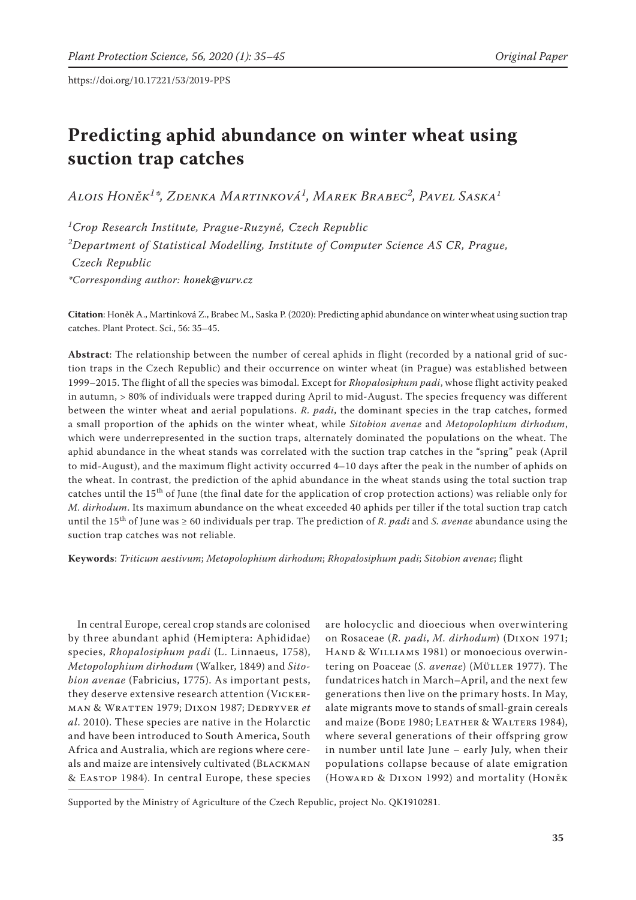# Predicting aphid abundance on winter wheat using suction trap catches

*Alois Honěk[1]*, Zdenka Martinková[1], Marek Brabec[2], Pavel Saska[1]*

[1]*Crop Research Institute, Prague-Ruzyně, Czech Republic*

[2]*Department of Statistical Modelling, Institute of Computer Science AS CR, Prague, Czech Republic*

*Corresponding author: *honek@vurv.cz*

**Citation**: Honěk A., Martinková Z., Brabec M., Saska P. (2020): Predicting aphid abundance on winter wheat using suction trap catches. Plant Protect. Sci., 56: 35–45.

**Abstract**: The relationship between the number of cereal aphids in flight (recorded by a national grid of suction traps in the Czech Republic) and their occurrence on winter wheat (in Prague) was established between 1999–2015. The flight of all the species was bimodal. Except for *Rhopalosiphum padi*, whose flight activity peaked in autumn, > 80% of individuals were trapped during April to mid-August. The species frequency was different between the winter wheat and aerial populations. *R. padi*, the dominant species in the trap catches, formed a small proportion of the aphids on the winter wheat, while *Sitobion avenae* and *Metopolophium dirhodum*, which were underrepresented in the suction traps, alternately dominated the populations on the wheat. The aphid abundance in the wheat stands was correlated with the suction trap catches in the "spring" peak (April to mid-August), and the maximum flight activity occurred 4–10 days after the peak in the number of aphids on the wheat. In contrast, the prediction of the aphid abundance in the wheat stands using the total suction trap catches until the 15[th] of June (the final date for the application of crop protection actions) was reliable only for *M. dirhodum*. Its maximum abundance on the wheat exceeded 40 aphids per tiller if the total suction trap catch until the 15[th] of June was ≥ 60 individuals per trap. The prediction of *R. padi* and *S. avenae* abundance using the suction trap catches was not reliable.

**Keywords**: *Triticum aestivum*; *Metopolophium dirhodum*; *Rhopalosiphum padi*; *Sitobion avenae*; flight

In central Europe, cereal crop stands are colonised by three abundant aphid (Hemiptera: Aphididae) species, *Rhopalosiphum padi* (L. Linnaeus, 1758), *Metopolophium dirhodum* (Walker, 1849) and *Sitobion avenae* (Fabricius, 1775). As important pests, they deserve extensive research attention (Vickerman & Wratten 1979; Dixon 1987; Dedryver *et al*. 2010). These species are native in the Holarctic and have been introduced to South America, South Africa and Australia, which are regions where cereals and maize are intensively cultivated (Blackman & Eastop 1984). In central Europe, these species are holocyclic and dioecious when overwintering on Rosaceae (*R. padi*, *M. dirhodum*) (Dixon 1971; Hand & Williams 1981) or monoecious overwintering on Poaceae (*S. avenae*) (Müller 1977). The fundatrices hatch in March–April, and the next few generations then live on the primary hosts. In May, alate migrants move to stands of small-grain cereals and maize (Bode 1980; Leather & Walters 1984), where several generations of their offspring grow in number until late June – early July, when their populations collapse because of alate emigration (Howard & Dixon 1992) and mortality (Honěk

Supported by the Ministry of Agriculture of the Czech Republic, project No. QK1910281.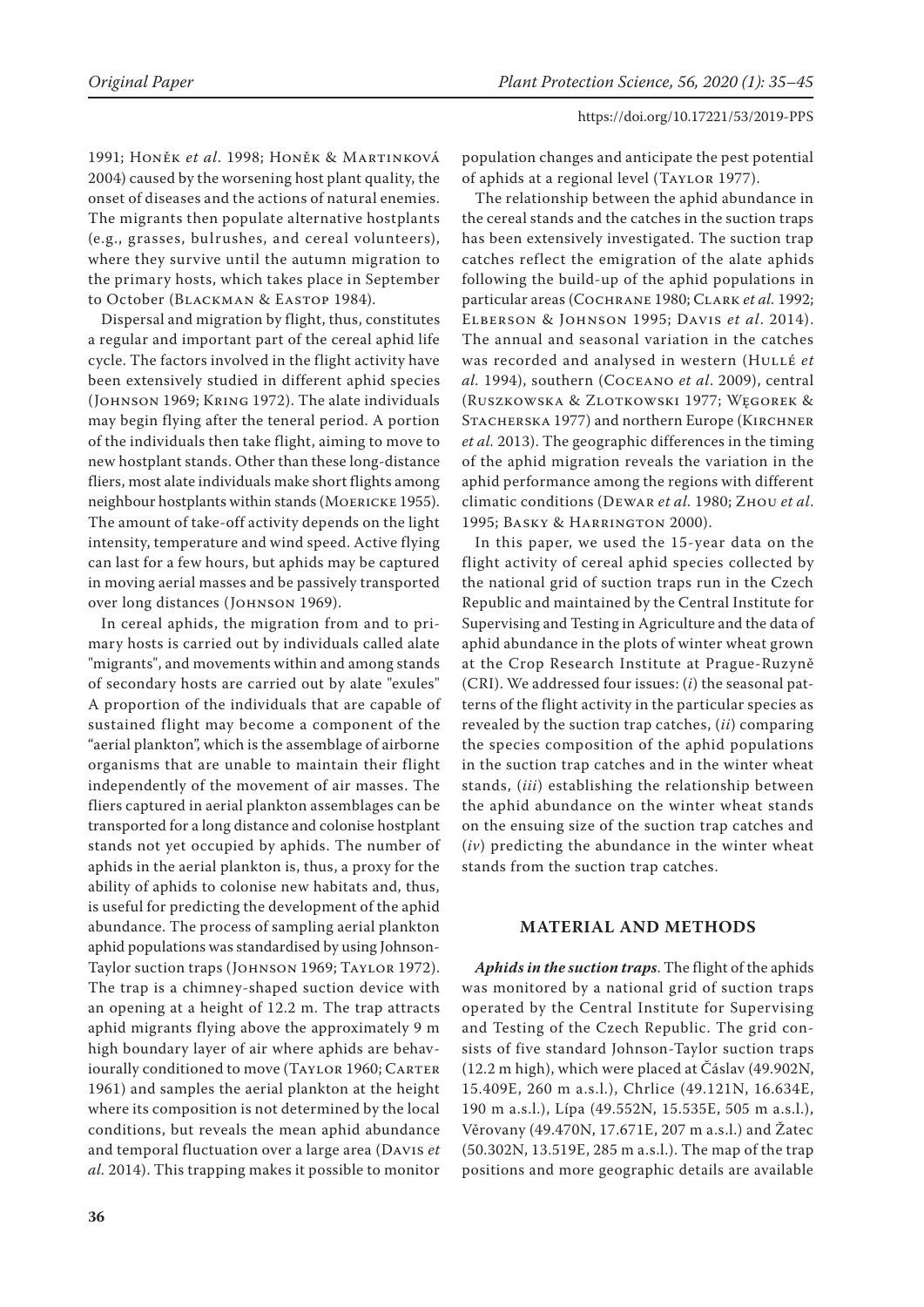1991; Honěk *et al*. 1998; Honěk & Martinková 2004) caused by the worsening host plant quality, the onset of diseases and the actions of natural enemies. The migrants then populate alternative hostplants (e.g., grasses, bulrushes, and cereal volunteers), where they survive until the autumn migration to the primary hosts, which takes place in September to October (Blackman & Eastop 1984).

Dispersal and migration by flight, thus, constitutes a regular and important part of the cereal aphid life cycle. The factors involved in the flight activity have been extensively studied in different aphid species (Johnson 1969; Kring 1972). The alate individuals may begin flying after the teneral period. A portion of the individuals then take flight, aiming to move to new hostplant stands. Other than these long-distance fliers, most alate individuals make short flights among neighbour hostplants within stands (Moericke 1955). The amount of take-off activity depends on the light intensity, temperature and wind speed. Active flying can last for a few hours, but aphids may be captured in moving aerial masses and be passively transported over long distances (Johnson 1969).

In cereal aphids, the migration from and to primary hosts is carried out by individuals called alate "migrants", and movements within and among stands of secondary hosts are carried out by alate "exules" A proportion of the individuals that are capable of sustained flight may become a component of the "aerial plankton", which is the assemblage of airborne organisms that are unable to maintain their flight independently of the movement of air masses. The fliers captured in aerial plankton assemblages can be transported for a long distance and colonise hostplant stands not yet occupied by aphids. The number of aphids in the aerial plankton is, thus, a proxy for the ability of aphids to colonise new habitats and, thus, is useful for predicting the development of the aphid abundance. The process of sampling aerial plankton aphid populations was standardised by using Johnson-Taylor suction traps (Johnson 1969; Taylor 1972). The trap is a chimney-shaped suction device with an opening at a height of 12.2 m. The trap attracts aphid migrants flying above the approximately 9 m high boundary layer of air where aphids are behaviourally conditioned to move (Taylor 1960; Carter 1961) and samples the aerial plankton at the height where its composition is not determined by the local conditions, but reveals the mean aphid abundance and temporal fluctuation over a large area (Davis *et al.* 2014). This trapping makes it possible to monitor population changes and anticipate the pest potential of aphids at a regional level (Taylor 1977).

The relationship between the aphid abundance in the cereal stands and the catches in the suction traps has been extensively investigated. The suction trap catches reflect the emigration of the alate aphids following the build-up of the aphid populations in particular areas (Cochrane 1980; Clark *et al.* 1992; Elberson & Johnson 1995; Davis *et al*. 2014). The annual and seasonal variation in the catches was recorded and analysed in western (Hullé *et al.* 1994), southern (Coceano *et al*. 2009), central (Ruszkowska & Zlotkowski 1977; Węgorek & Stacherska 1977) and northern Europe (Kirchner *et al.* 2013). The geographic differences in the timing of the aphid migration reveals the variation in the aphid performance among the regions with different climatic conditions (Dewar *et al.* 1980; Zhou *et al*. 1995; Basky & Harrington 2000).

In this paper, we used the 15-year data on the flight activity of cereal aphid species collected by the national grid of suction traps run in the Czech Republic and maintained by the Central Institute for Supervising and Testing in Agriculture and the data of aphid abundance in the plots of winter wheat grown at the Crop Research Institute at Prague-Ruzyně (CRI). We addressed four issues: (*i*) the seasonal patterns of the flight activity in the particular species as revealed by the suction trap catches, (*ii*) comparing the species composition of the aphid populations in the suction trap catches and in the winter wheat stands, (*iii*) establishing the relationship between the aphid abundance on the winter wheat stands on the ensuing size of the suction trap catches and (*iv*) predicting the abundance in the winter wheat stands from the suction trap catches.

## MATERIAL AND METHODS

***Aphids in the suction traps***. The flight of the aphids was monitored by a national grid of suction traps operated by the Central Institute for Supervising and Testing of the Czech Republic. The grid consists of five standard Johnson-Taylor suction traps (12.2 m high), which were placed at Čáslav (49.902N, 15.409E, 260 m a.s.l.), Chrlice (49.121N, 16.634E, 190 m a.s.l.), Lípa (49.552N, 15.535E, 505 m a.s.l.), Věrovany (49.470N, 17.671E, 207 m a.s.l.) and Žatec (50.302N, 13.519E, 285 m a.s.l.). The map of the trap positions and more geographic details are available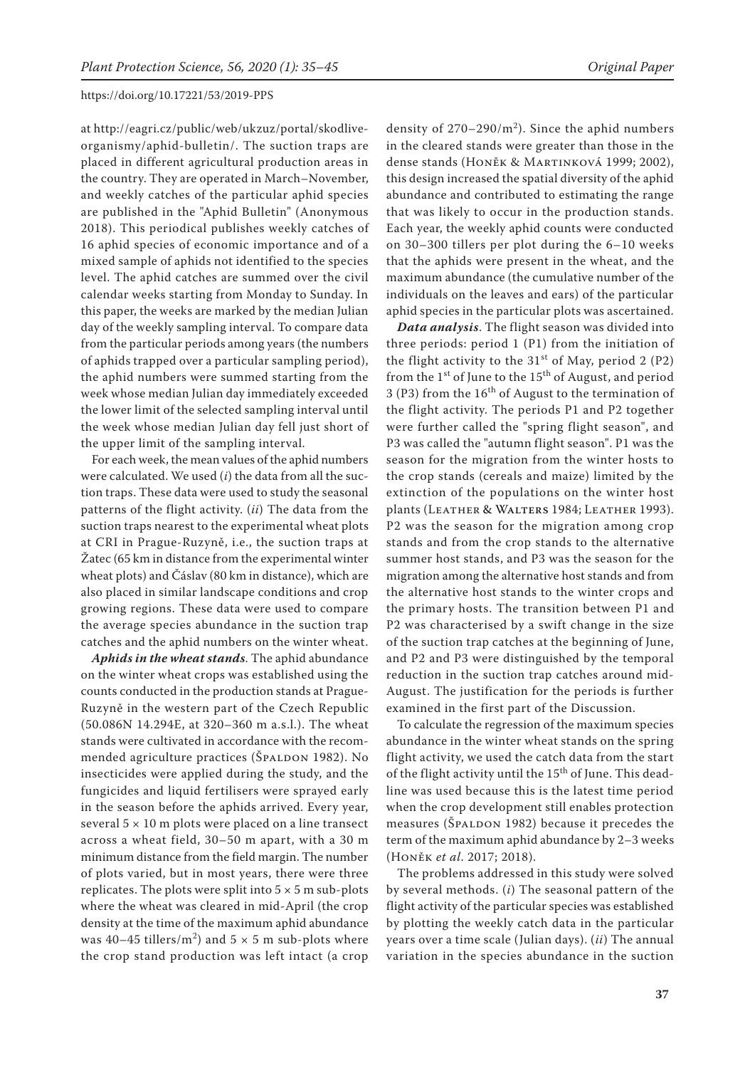at http://eagri.cz/public/web/ukzuz/portal/skodliveorganismy/aphid-bulletin/. The suction traps are placed in different agricultural production areas in the country. They are operated in March–November, and weekly catches of the particular aphid species are published in the "Aphid Bulletin" (Anonymous 2018). This periodical publishes weekly catches of 16 aphid species of economic importance and of a mixed sample of aphids not identified to the species level. The aphid catches are summed over the civil calendar weeks starting from Monday to Sunday. In this paper, the weeks are marked by the median Julian day of the weekly sampling interval. To compare data from the particular periods among years (the numbers of aphids trapped over a particular sampling period), the aphid numbers were summed starting from the week whose median Julian day immediately exceeded the lower limit of the selected sampling interval until the week whose median Julian day fell just short of the upper limit of the sampling interval.

For each week, the mean values of the aphid numbers were calculated. We used (*i*) the data from all the suction traps. These data were used to study the seasonal patterns of the flight activity. (*ii*) The data from the suction traps nearest to the experimental wheat plots at CRI in Prague-Ruzyně, i.e., the suction traps at Žatec (65 km in distance from the experimental winter wheat plots) and Čáslav (80 km in distance), which are also placed in similar landscape conditions and crop growing regions. These data were used to compare the average species abundance in the suction trap catches and the aphid numbers on the winter wheat.

***Aphids in the wheat stands***. The aphid abundance on the winter wheat crops was established using the counts conducted in the production stands at Prague-Ruzyně in the western part of the Czech Republic (50.086N 14.294E, at 320–360 m a.s.l.). The wheat stands were cultivated in accordance with the recommended agriculture practices (Špaldon 1982). No insecticides were applied during the study, and the fungicides and liquid fertilisers were sprayed early in the season before the aphids arrived. Every year, several 5 × 10 m plots were placed on a line transect across a wheat field, 30–50 m apart, with a 30 m minimum distance from the field margin. The number of plots varied, but in most years, there were three replicates. The plots were split into 5 × 5 m sub-plots where the wheat was cleared in mid-April (the crop density at the time of the maximum aphid abundance was 40–45 tillers/m$^2$) and 5 × 5 m sub-plots where the crop stand production was left intact (a crop density of 270–290/m$^2$). Since the aphid numbers in the cleared stands were greater than those in the dense stands (Honěk & Martinková 1999; 2002), this design increased the spatial diversity of the aphid abundance and contributed to estimating the range that was likely to occur in the production stands. Each year, the weekly aphid counts were conducted on 30–300 tillers per plot during the 6–10 weeks that the aphids were present in the wheat, and the maximum abundance (the cumulative number of the individuals on the leaves and ears) of the particular aphid species in the particular plots was ascertained.

***Data analysis***. The flight season was divided into three periods: period 1 (P1) from the initiation of the flight activity to the 31$^{st}$ of May, period 2 (P2) from the 1$^{st}$ of June to the 15$^{th}$ of August, and period 3 (P3) from the 16$^{th}$ of August to the termination of the flight activity. The periods P1 and P2 together were further called the "spring flight season", and P3 was called the "autumn flight season". P1 was the season for the migration from the winter hosts to the crop stands (cereals and maize) limited by the extinction of the populations on the winter host plants (Leather & Walters 1984; Leather 1993). P2 was the season for the migration among crop stands and from the crop stands to the alternative summer host stands, and P3 was the season for the migration among the alternative host stands and from the alternative host stands to the winter crops and the primary hosts. The transition between P1 and P2 was characterised by a swift change in the size of the suction trap catches at the beginning of June, and P2 and P3 were distinguished by the temporal reduction in the suction trap catches around mid-August. The justification for the periods is further examined in the first part of the Discussion.

To calculate the regression of the maximum species abundance in the winter wheat stands on the spring flight activity, we used the catch data from the start of the flight activity until the 15$^{th}$ of June. This deadline was used because this is the latest time period when the crop development still enables protection measures (Špaldon 1982) because it precedes the term of the maximum aphid abundance by 2–3 weeks (Honěk *et al*. 2017; 2018).

The problems addressed in this study were solved by several methods. (*i*) The seasonal pattern of the flight activity of the particular species was established by plotting the weekly catch data in the particular years over a time scale (Julian days). (*ii*) The annual variation in the species abundance in the suction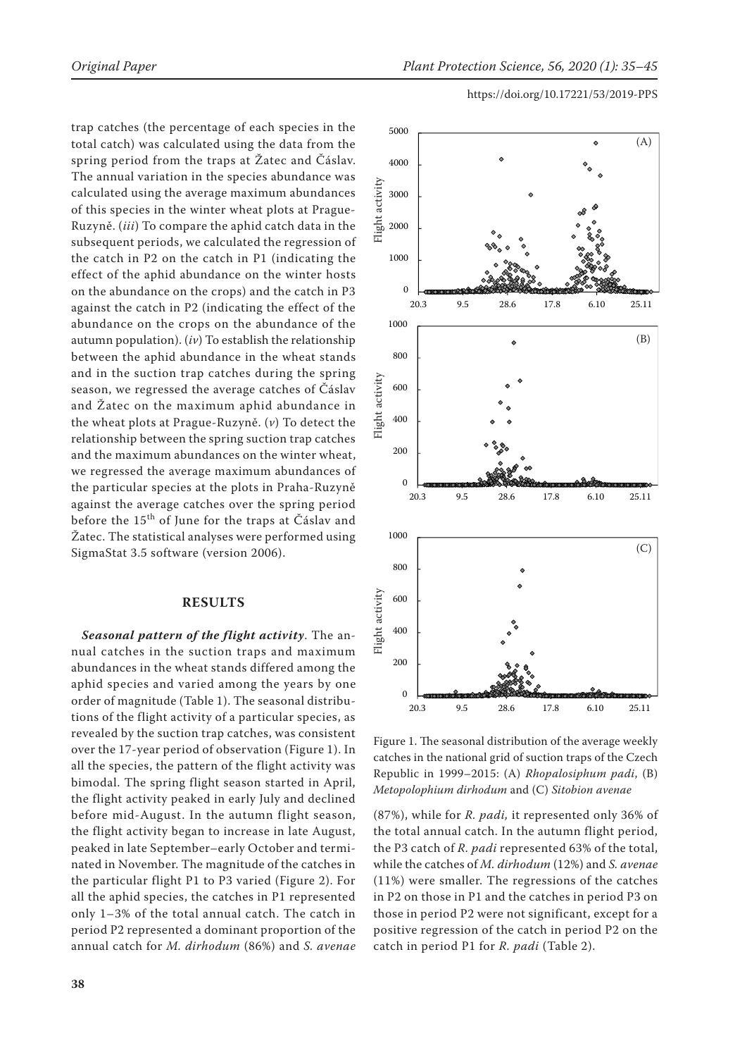trap catches (the percentage of each species in the total catch) was calculated using the data from the spring period from the traps at Žatec and Čáslav. The annual variation in the species abundance was calculated using the average maximum abundances of this species in the winter wheat plots at Prague-Ruzyně. (*iii*) To compare the aphid catch data in the subsequent periods, we calculated the regression of the catch in P2 on the catch in P1 (indicating the effect of the aphid abundance on the winter hosts on the abundance on the crops) and the catch in P3 against the catch in P2 (indicating the effect of the abundance on the crops on the abundance of the autumn population). (*iv*) To establish the relationship between the aphid abundance in the wheat stands and in the suction trap catches during the spring season, we regressed the average catches of Čáslav and Žatec on the maximum aphid abundance in the wheat plots at Prague-Ruzyně. (*v*) To detect the relationship between the spring suction trap catches and the maximum abundances on the winter wheat, we regressed the average maximum abundances of the particular species at the plots in Praha-Ruzyně against the average catches over the spring period before the 15th of June for the traps at Čáslav and Žatec. The statistical analyses were performed using SigmaStat 3.5 software (version 2006).

## RESULTS

***Seasonal pattern of the flight activity***. The annual catches in the suction traps and maximum abundances in the wheat stands differed among the aphid species and varied among the years by one order of magnitude (Table 1). The seasonal distributions of the flight activity of a particular species, as revealed by the suction trap catches, was consistent over the 17-year period of observation (Figure 1). In all the species, the pattern of the flight activity was bimodal. The spring flight season started in April, the flight activity peaked in early July and declined before mid-August. In the autumn flight season, the flight activity began to increase in late August, peaked in late September–early October and terminated in November. The magnitude of the catches in the particular flight P1 to P3 varied (Figure 2). For all the aphid species, the catches in P1 represented only 1–3% of the total annual catch. The catch in period P2 represented a dominant proportion of the annual catch for *M. dirhodum* (86%) and *S. avenae* (87%), while for *R. padi,* it represented only 36% of the total annual catch. In the autumn flight period, the P3 catch of *R. padi* represented 63% of the total, while the catches of *M. dirhodum* (12%) and *S. avenae* (11%) were smaller. The regressions of the catches in P2 on those in P1 and the catches in period P3 on those in period P2 were not significant, except for a positive regression of the catch in period P2 on the catch in period P1 for *R. padi* (Table 2).

Figure 1. The seasonal distribution of the average weekly catches in the national grid of suction traps of the Czech Republic in 1999–2015: (A) *Rhopalosiphum padi*, (B) *Metopolophium dirhodum* and (C) *Sitobion avenae*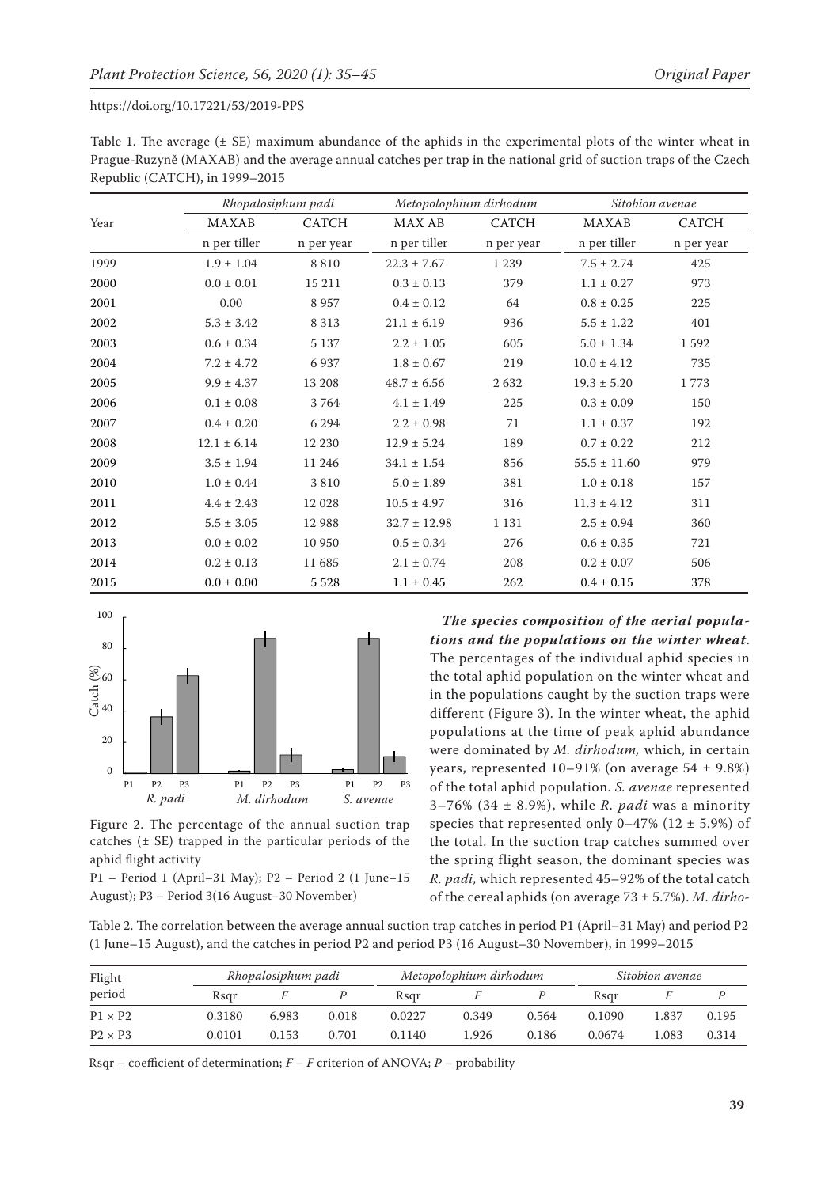Table 1. The average (± SE) maximum abundance of the aphids in the experimental plots of the winter wheat in Prague-Ruzyně (MAXAB) and the average annual catches per trap in the national grid of suction traps of the Czech Republic (CATCH), in 1999–2015

| Year | *Rhopalosiphum padi* | | *Metopolophium dirhodum* | | *Sitobion avenae* | |
|---|---|---|---|---|---|---|
| | MAXAB | CATCH | MAX AB | CATCH | MAXAB | CATCH |
| | n per tiller | n per year | n per tiller | n per year | n per tiller | n per year |
| 1999 | 1.9 ± 1.04 | 8 810 | 22.3 ± 7.67 | 1 239 | 7.5 ± 2.74 | 425 |
| 2000 | 0.0 ± 0.01 | 15 211 | 0.3 ± 0.13 | 379 | 1.1 ± 0.27 | 973 |
| 2001 | 0.00 | 8 957 | 0.4 ± 0.12 | 64 | 0.8 ± 0.25 | 225 |
| 2002 | 5.3 ± 3.42 | 8 313 | 21.1 ± 6.19 | 936 | 5.5 ± 1.22 | 401 |
| 2003 | 0.6 ± 0.34 | 5 137 | 2.2 ± 1.05 | 605 | 5.0 ± 1.34 | 1 592 |
| 2004 | 7.2 ± 4.72 | 6 937 | 1.8 ± 0.67 | 219 | 10.0 ± 4.12 | 735 |
| 2005 | 9.9 ± 4.37 | 13 208 | 48.7 ± 6.56 | 2 632 | 19.3 ± 5.20 | 1 773 |
| 2006 | 0.1 ± 0.08 | 3 764 | 4.1 ± 1.49 | 225 | 0.3 ± 0.09 | 150 |
| 2007 | 0.4 ± 0.20 | 6 294 | 2.2 ± 0.98 | 71 | 1.1 ± 0.37 | 192 |
| 2008 | 12.1 ± 6.14 | 12 230 | 12.9 ± 5.24 | 189 | 0.7 ± 0.22 | 212 |
| 2009 | 3.5 ± 1.94 | 11 246 | 34.1 ± 1.54 | 856 | 55.5 ± 11.60 | 979 |
| 2010 | 1.0 ± 0.44 | 3 810 | 5.0 ± 1.89 | 381 | 1.0 ± 0.18 | 157 |
| 2011 | 4.4 ± 2.43 | 12 028 | 10.5 ± 4.97 | 316 | 11.3 ± 4.12 | 311 |
| 2012 | 5.5 ± 3.05 | 12 988 | 32.7 ± 12.98 | 1 131 | 2.5 ± 0.94 | 360 |
| 2013 | 0.0 ± 0.02 | 10 950 | 0.5 ± 0.34 | 276 | 0.6 ± 0.35 | 721 |
| 2014 | 0.2 ± 0.13 | 11 685 | 2.1 ± 0.74 | 208 | 0.2 ± 0.07 | 506 |
| 2015 | 0.0 ± 0.00 | 5 528 | 1.1 ± 0.45 | 262 | 0.4 ± 0.15 | 378 |

Figure 2. The percentage of the annual suction trap catches (± SE) trapped in the particular periods of the aphid flight activity

P1 – Period 1 (April–31 May); P2 – Period 2 (1 June–15 August); P3 – Period 3(16 August–30 November)

***The species composition of the aerial populations and the populations on the winter wheat***. The percentages of the individual aphid species in the total aphid population on the winter wheat and in the populations caught by the suction traps were different (Figure 3). In the winter wheat, the aphid populations at the time of peak aphid abundance were dominated by *M. dirhodum,* which, in certain years, represented 10–91% (on average 54 ± 9.8%) of the total aphid population. *S. avenae* represented 3–76% (34 ± 8.9%), while *R. padi* was a minority species that represented only 0–47% (12 ± 5.9%) of the total. In the suction trap catches summed over the spring flight season, the dominant species was *R. padi,* which represented 45–92% of the total catch of the cereal aphids (on average 73 ± 5.7%). *M. dirho-*

Table 2. The correlation between the average annual suction trap catches in period P1 (April–31 May) and period P2 (1 June–15 August), and the catches in period P2 and period P3 (16 August–30 November), in 1999–2015

| Flight period | *Rhopalosiphum padi* | | | *Metopolophium dirhodum* | | | *Sitobion avenae* | | |
|---|---|---|---|---|---|---|---|---|---|
| | Rsqr | *F* | *P* | Rsqr | *F* | *P* | Rsqr | *F* | *P* |
| P1 × P2 | 0.3180 | 6.983 | 0.018 | 0.0227 | 0.349 | 0.564 | 0.1090 | 1.837 | 0.195 |
| P2 × P3 | 0.0101 | 0.153 | 0.701 | 0.1140 | 1.926 | 0.186 | 0.0674 | 1.083 | 0.314 |

Rsqr – coefficient of determination; *F* – *F* criterion of ANOVA; *P* – probability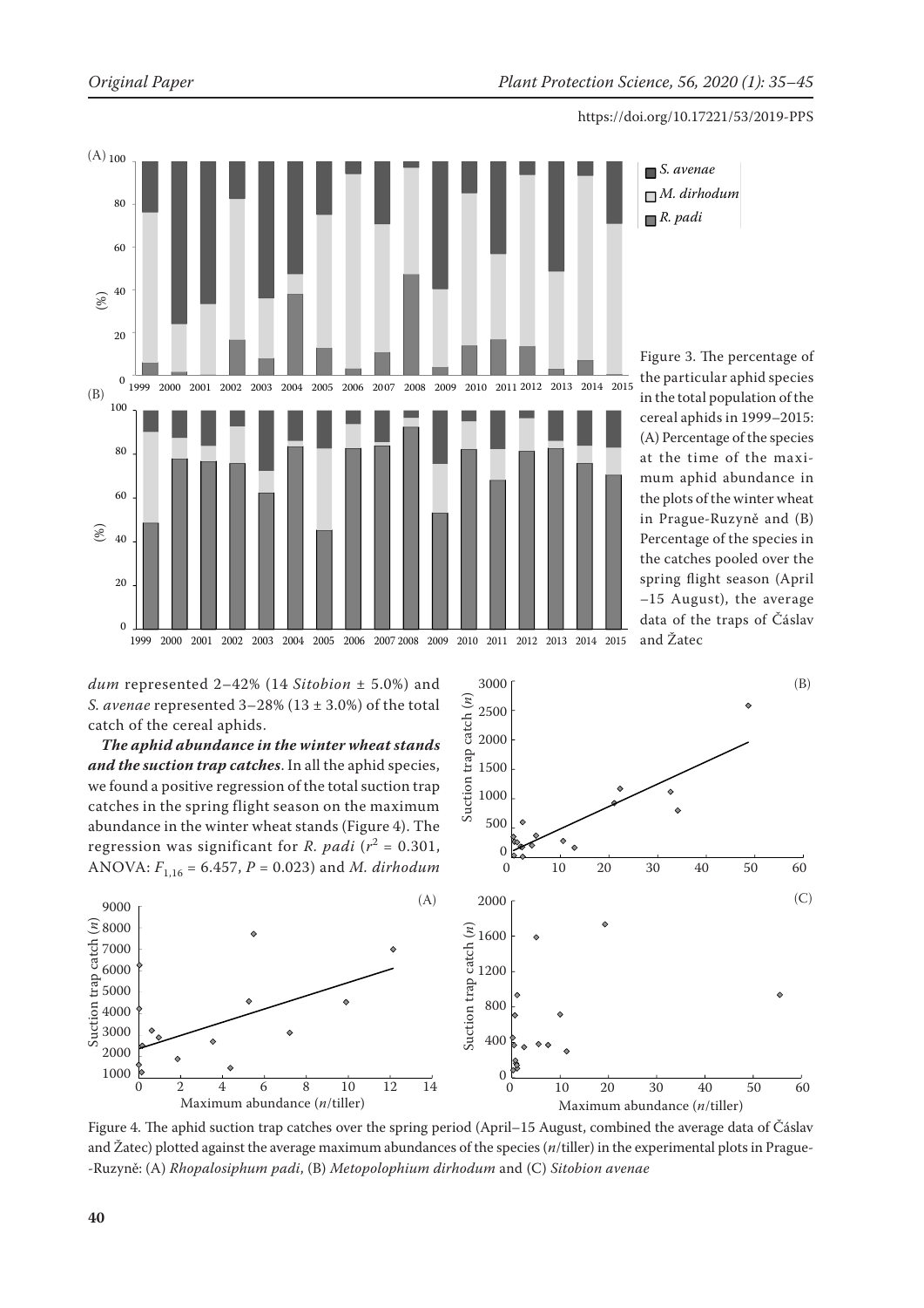Figure 3. The percentage of the particular aphid species in the total population of the cereal aphids in 1999–2015: (A) Percentage of the species at the time of the maximum aphid abundance in the plots of the winter wheat in Prague-Ruzyně and (B) Percentage of the species in the catches pooled over the spring flight season (April –15 August), the average data of the traps of Čáslav and Žatec

*dum* represented 2–42% (14 *Sitobion* ± 5.0%) and *S. avenae* represented 3–28% (13 ± 3.0%) of the total catch of the cereal aphids.

***The aphid abundance in the winter wheat stands and the suction trap catches***. In all the aphid species, we found a positive regression of the total suction trap catches in the spring flight season on the maximum abundance in the winter wheat stands (Figure 4). The regression was significant for *R. padi* ($r^2$ = 0.301, ANOVA: $F_{1,16}$ = 6.457, $P$ = 0.023) and *M. dirhodum*

Figure 4. The aphid suction trap catches over the spring period (April–15 August, combined the average data of Čáslav and Žatec) plotted against the average maximum abundances of the species (*n*/tiller) in the experimental plots in Prague-Ruzyně: (A) *Rhopalosiphum padi*, (B) *Metopolophium dirhodum* and (C) *Sitobion avenae*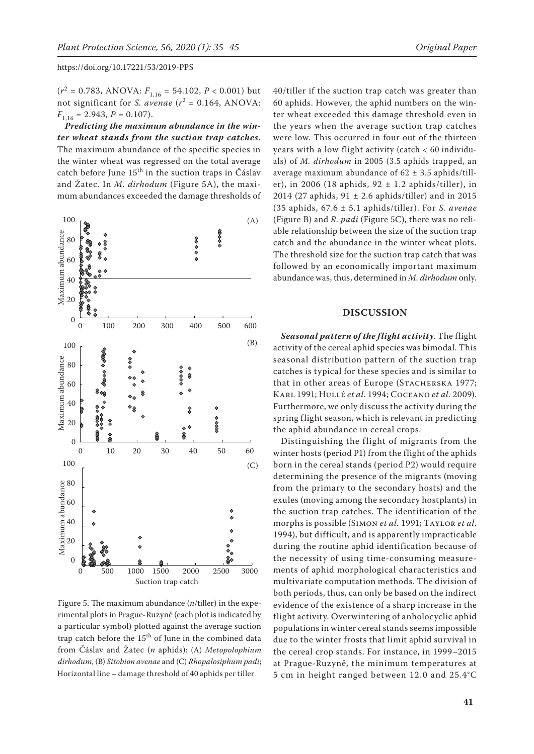($r^2$ = 0.783, ANOVA: $F_{1,16}$ = 54.102, $P$ < 0.001) but not significant for *S. avenae* ($r^2$ = 0.164, ANOVA: $F_{1,16}$ = 2.943, $P$ = 0.107).

***Predicting the maximum abundance in the winter wheat stands from the suction trap catches.*** The maximum abundance of the specific species in the winter wheat was regressed on the total average catch before June 15[th] in the suction traps in Čáslav and Žatec. In *M. dirhodum* (Figure 5A), the maximum abundances exceeded the damage thresholds of 40/tiller if the suction trap catch was greater than 60 aphids. However, the aphid numbers on the winter wheat exceeded this damage threshold even in the years when the average suction trap catches were low. This occurred in four out of the thirteen years with a low flight activity (catch < 60 individuals) of *M. dirhodum* in 2005 (3.5 aphids trapped, an average maximum abundance of 62 ± 3.5 aphids/tiller), in 2006 (18 aphids, 92 ± 1.2 aphids/tiller), in 2014 (27 aphids, 91 ± 2.6 aphids/tiller) and in 2015 (35 aphids, 67.6 ± 5.1 aphids/tiller). For *S. avenae* (Figure B) and *R. padi* (Figure 5C), there was no reliable relationship between the size of the suction trap catch and the abundance in the winter wheat plots. The threshold size for the suction trap catch that was followed by an economically important maximum abundance was, thus, determined in *M. dirhodum* only.

Figure 5. The maximum abundance (*n*/tiller) in the experimental plots in Prague-Ruzyně (each plot is indicated by a particular symbol) plotted against the average suction trap catch before the 15[th] of June in the combined data from Čáslav and Žatec (*n* aphids): (A) *Metopolophium dirhodum*, (B) *Sitobion avenae* and (C) *Rhopalosiphum padi*; Horizontal line – damage threshold of 40 aphids per tiller

## DISCUSSION

***Seasonal pattern of the flight activity.*** The flight activity of the cereal aphid species was bimodal. This seasonal distribution pattern of the suction trap catches is typical for these species and is similar to that in other areas of Europe (Stacherska 1977; Karl 1991; Hullé *et al.* 1994; Coceano *et al.* 2009). Furthermore, we only discuss the activity during the spring flight season, which is relevant in predicting the aphid abundance in cereal crops.

Distinguishing the flight of migrants from the winter hosts (period P1) from the flight of the aphids born in the cereal stands (period P2) would require determining the presence of the migrants (moving from the primary to the secondary hosts) and the exules (moving among the secondary hostplants) in the suction trap catches. The identification of the morphs is possible (Simon *et al.* 1991; Taylor *et al.* 1994), but difficult, and is apparently impracticable during the routine aphid identification because of the necessity of using time-consuming measurements of aphid morphological characteristics and multivariate computation methods. The division of both periods, thus, can only be based on the indirect evidence of the existence of a sharp increase in the flight activity. Overwintering of anholocyclic aphid populations in winter cereal stands seems impossible due to the winter frosts that limit aphid survival in the cereal crop stands. For instance, in 1999–2015 at Prague-Ruzyně, the minimum temperatures at 5 cm in height ranged between 12.0 and 25.4°C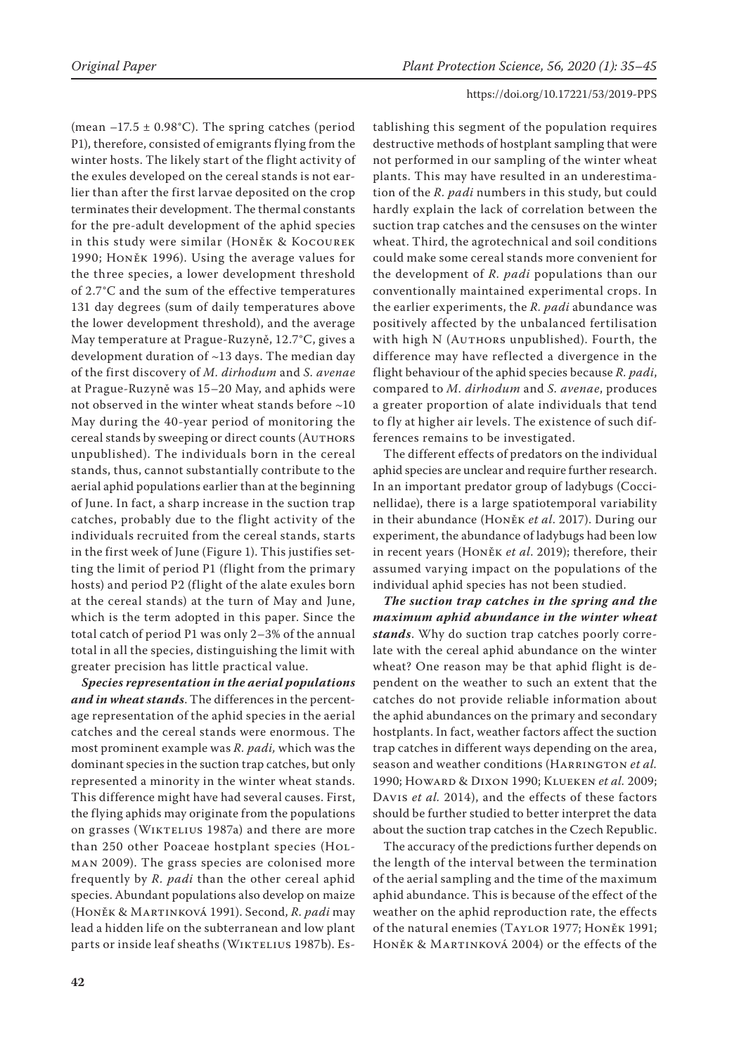(mean –17.5 ± 0.98°C). The spring catches (period P1), therefore, consisted of emigrants flying from the winter hosts. The likely start of the flight activity of the exules developed on the cereal stands is not earlier than after the first larvae deposited on the crop terminates their development. The thermal constants for the pre-adult development of the aphid species in this study were similar (Honěk & Kocourek 1990; Honěk 1996). Using the average values for the three species, a lower development threshold of 2.7°C and the sum of the effective temperatures 131 day degrees (sum of daily temperatures above the lower development threshold), and the average May temperature at Prague-Ruzyně, 12.7°C, gives a development duration of ~13 days. The median day of the first discovery of *M. dirhodum* and *S. avenae* at Prague-Ruzyně was 15–20 May, and aphids were not observed in the winter wheat stands before ~10 May during the 40-year period of monitoring the cereal stands by sweeping or direct counts (Authors unpublished). The individuals born in the cereal stands, thus, cannot substantially contribute to the aerial aphid populations earlier than at the beginning of June. In fact, a sharp increase in the suction trap catches, probably due to the flight activity of the individuals recruited from the cereal stands, starts in the first week of June (Figure 1). This justifies setting the limit of period P1 (flight from the primary hosts) and period P2 (flight of the alate exules born at the cereal stands) at the turn of May and June, which is the term adopted in this paper. Since the total catch of period P1 was only 2–3% of the annual total in all the species, distinguishing the limit with greater precision has little practical value.

***Species representation in the aerial populations and in wheat stands***. The differences in the percentage representation of the aphid species in the aerial catches and the cereal stands were enormous. The most prominent example was *R. padi,* which was the dominant species in the suction trap catches, but only represented a minority in the winter wheat stands. This difference might have had several causes. First, the flying aphids may originate from the populations on grasses (Wiktelius 1987a) and there are more than 250 other Poaceae hostplant species (Holman 2009). The grass species are colonised more frequently by *R. padi* than the other cereal aphid species. Abundant populations also develop on maize (Honěk & Martinková 1991). Second, *R. padi* may lead a hidden life on the subterranean and low plant parts or inside leaf sheaths (Wiktelius 1987b). Establishing this segment of the population requires destructive methods of hostplant sampling that were not performed in our sampling of the winter wheat plants. This may have resulted in an underestimation of the *R. padi* numbers in this study, but could hardly explain the lack of correlation between the suction trap catches and the censuses on the winter wheat. Third, the agrotechnical and soil conditions could make some cereal stands more convenient for the development of *R. padi* populations than our conventionally maintained experimental crops. In the earlier experiments, the *R. padi* abundance was positively affected by the unbalanced fertilisation with high N (Authors unpublished). Fourth, the difference may have reflected a divergence in the flight behaviour of the aphid species because *R. padi*, compared to *M. dirhodum* and *S. avenae*, produces a greater proportion of alate individuals that tend to fly at higher air levels. The existence of such differences remains to be investigated.

The different effects of predators on the individual aphid species are unclear and require further research. In an important predator group of ladybugs (Coccinellidae), there is a large spatiotemporal variability in their abundance (Honěk *et al*. 2017). During our experiment, the abundance of ladybugs had been low in recent years (Honěk *et al*. 2019); therefore, their assumed varying impact on the populations of the individual aphid species has not been studied.

***The suction trap catches in the spring and the maximum aphid abundance in the winter wheat stands***. Why do suction trap catches poorly correlate with the cereal aphid abundance on the winter wheat? One reason may be that aphid flight is dependent on the weather to such an extent that the catches do not provide reliable information about the aphid abundances on the primary and secondary hostplants. In fact, weather factors affect the suction trap catches in different ways depending on the area, season and weather conditions (Harrington *et al.* 1990; Howard & Dixon 1990; Klueken *et al.* 2009; Davis *et al.* 2014), and the effects of these factors should be further studied to better interpret the data about the suction trap catches in the Czech Republic.

The accuracy of the predictions further depends on the length of the interval between the termination of the aerial sampling and the time of the maximum aphid abundance. This is because of the effect of the weather on the aphid reproduction rate, the effects of the natural enemies (Taylor 1977; Honěk 1991; Honěk & Martinková 2004) or the effects of the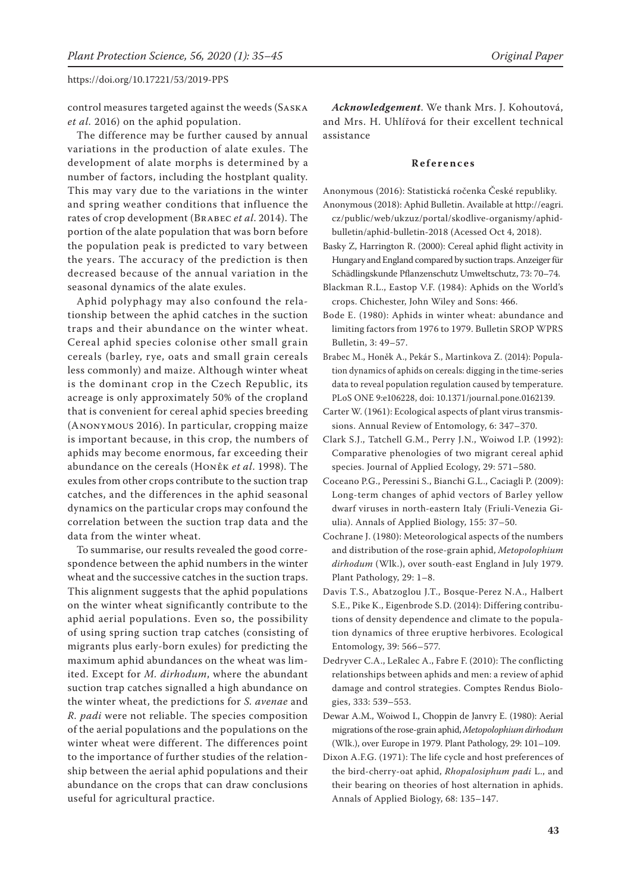control measures targeted against the weeds (Saska *et al.* 2016) on the aphid population.

The difference may be further caused by annual variations in the production of alate exules. The development of alate morphs is determined by a number of factors, including the hostplant quality. This may vary due to the variations in the winter and spring weather conditions that influence the rates of crop development (Brabec *et al*. 2014). The portion of the alate population that was born before the population peak is predicted to vary between the years. The accuracy of the prediction is then decreased because of the annual variation in the seasonal dynamics of the alate exules.

Aphid polyphagy may also confound the relationship between the aphid catches in the suction traps and their abundance on the winter wheat. Cereal aphid species colonise other small grain cereals (barley, rye, oats and small grain cereals less commonly) and maize. Although winter wheat is the dominant crop in the Czech Republic, its acreage is only approximately 50% of the cropland that is convenient for cereal aphid species breeding (Anonymous 2016). In particular, cropping maize is important because, in this crop, the numbers of aphids may become enormous, far exceeding their abundance on the cereals (Honěk *et al*. 1998). The exules from other crops contribute to the suction trap catches, and the differences in the aphid seasonal dynamics on the particular crops may confound the correlation between the suction trap data and the data from the winter wheat.

To summarise, our results revealed the good correspondence between the aphid numbers in the winter wheat and the successive catches in the suction traps. This alignment suggests that the aphid populations on the winter wheat significantly contribute to the aphid aerial populations. Even so, the possibility of using spring suction trap catches (consisting of migrants plus early-born exules) for predicting the maximum aphid abundances on the wheat was limited. Except for *M. dirhodum*, where the abundant suction trap catches signalled a high abundance on the winter wheat, the predictions for *S. avenae* and *R. padi* were not reliable. The species composition of the aerial populations and the populations on the winter wheat were different. The differences point to the importance of further studies of the relationship between the aerial aphid populations and their abundance on the crops that can draw conclusions useful for agricultural practice.

***Acknowledgement***. We thank Mrs. J. Kohoutová, and Mrs. H. Uhlířová for their excellent technical assistance

## References

Anonymous (2016): Statistická ročenka České republiky.

Anonymous (2018): Aphid Bulletin. Available at http://eagri.cz/public/web/ukzuz/portal/skodlive-organismy/aphid-bulletin/aphid-bulletin-2018 (Acessed Oct 4, 2018).

Basky Z, Harrington R. (2000): Cereal aphid flight activity in Hungary and England compared by suction traps. Anzeiger für Schädlingskunde Pflanzenschutz Umweltschutz, 73: 70–74.

Blackman R.L., Eastop V.F. (1984): Aphids on the World's crops. Chichester, John Wiley and Sons: 466.

Bode E. (1980): Aphids in winter wheat: abundance and limiting factors from 1976 to 1979. Bulletin SROP WPRS Bulletin, 3: 49–57.

Brabec M., Honěk A., Pekár S., Martinkova Z. (2014): Population dynamics of aphids on cereals: digging in the time-series data to reveal population regulation caused by temperature. PLoS ONE 9:e106228, doi: 10.1371/journal.pone.0162139.

Carter W. (1961): Ecological aspects of plant virus transmissions. Annual Review of Entomology, 6: 347–370.

Clark S.J., Tatchell G.M., Perry J.N., Woiwod I.P. (1992): Comparative phenologies of two migrant cereal aphid species. Journal of Applied Ecology, 29: 571–580.

Coceano P.G., Peressini S., Bianchi G.L., Caciagli P. (2009): Long-term changes of aphid vectors of Barley yellow dwarf viruses in north-eastern Italy (Friuli-Venezia Giulia). Annals of Applied Biology, 155: 37–50.

Cochrane J. (1980): Meteorological aspects of the numbers and distribution of the rose-grain aphid, *Metopolophium dirhodum* (Wlk.), over south-east England in July 1979. Plant Pathology, 29: 1–8.

Davis T.S., Abatzoglou J.T., Bosque-Perez N.A., Halbert S.E., Pike K., Eigenbrode S.D. (2014): Differing contributions of density dependence and climate to the population dynamics of three eruptive herbivores. Ecological Entomology, 39: 566–577.

Dedryver C.A., LeRalec A., Fabre F. (2010): The conflicting relationships between aphids and men: a review of aphid damage and control strategies. Comptes Rendus Biologies, 333: 539–553.

Dewar A.M., Woiwod I., Choppin de Janvry E. (1980): Aerial migrations of the rose-grain aphid, *Metopolophium dirhodum* (Wlk.), over Europe in 1979. Plant Pathology, 29: 101–109.

Dixon A.F.G. (1971): The life cycle and host preferences of the bird-cherry-oat aphid, *Rhopalosiphum padi* L., and their bearing on theories of host alternation in aphids. Annals of Applied Biology, 68: 135–147.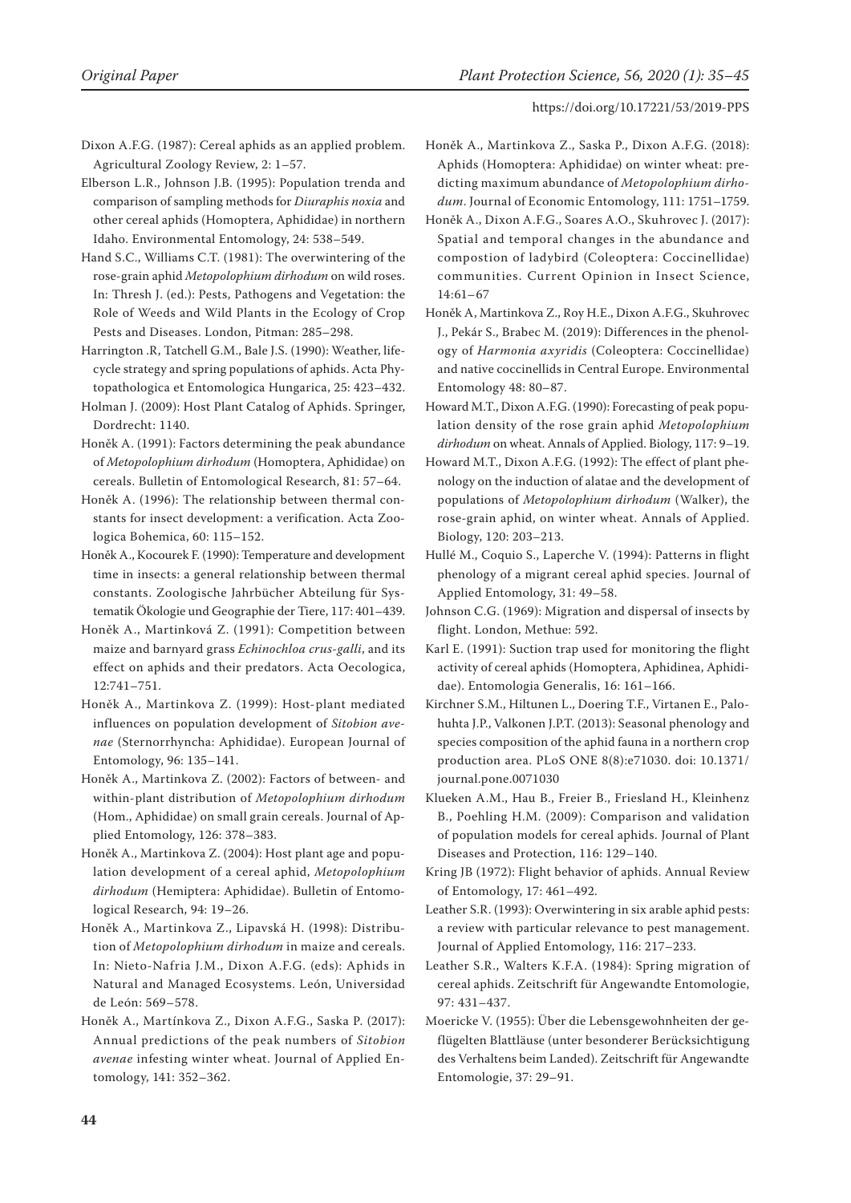Dixon A.F.G. (1987): Cereal aphids as an applied problem. Agricultural Zoology Review, 2: 1–57.

Elberson L.R., Johnson J.B. (1995): Population trenda and comparison of sampling methods for *Diuraphis noxia* and other cereal aphids (Homoptera, Aphididae) in northern Idaho. Environmental Entomology, 24: 538–549.

Hand S.C., Williams C.T. (1981): The overwintering of the rose-grain aphid *Metopolophium dirhodum* on wild roses. In: Thresh J. (ed.): Pests, Pathogens and Vegetation: the Role of Weeds and Wild Plants in the Ecology of Crop Pests and Diseases. London, Pitman: 285–298.

Harrington .R, Tatchell G.M., Bale J.S. (1990): Weather, life-cycle strategy and spring populations of aphids. Acta Phytopathologica et Entomologica Hungarica, 25: 423–432.

Holman J. (2009): Host Plant Catalog of Aphids. Springer, Dordrecht: 1140.

Honěk A. (1991): Factors determining the peak abundance of *Metopolophium dirhodum* (Homoptera, Aphididae) on cereals. Bulletin of Entomological Research, 81: 57–64.

Honěk A. (1996): The relationship between thermal constants for insect development: a verification. Acta Zoologica Bohemica, 60: 115–152.

Honěk A., Kocourek F. (1990): Temperature and development time in insects: a general relationship between thermal constants. Zoologische Jahrbücher Abteilung für Systematik Ökologie und Geographie der Tiere, 117: 401–439.

Honěk A., Martinková Z. (1991): Competition between maize and barnyard grass *Echinochloa crus-galli*, and its effect on aphids and their predators. Acta Oecologica, 12:741–751.

Honěk A., Martinkova Z. (1999): Host-plant mediated influences on population development of *Sitobion avenae* (Sternorrhyncha: Aphididae). European Journal of Entomology, 96: 135–141.

Honěk A., Martinkova Z. (2002): Factors of between- and within-plant distribution of *Metopolophium dirhodum* (Hom., Aphididae) on small grain cereals. Journal of Applied Entomology, 126: 378–383.

Honěk A., Martinkova Z. (2004): Host plant age and population development of a cereal aphid, *Metopolophium dirhodum* (Hemiptera: Aphididae). Bulletin of Entomological Research, 94: 19–26.

Honěk A., Martinkova Z., Lipavská H. (1998): Distribution of *Metopolophium dirhodum* in maize and cereals. In: Nieto-Nafria J.M., Dixon A.F.G. (eds): Aphids in Natural and Managed Ecosystems. León, Universidad de León: 569–578.

Honěk A., Martínkova Z., Dixon A.F.G., Saska P. (2017): Annual predictions of the peak numbers of *Sitobion avenae* infesting winter wheat. Journal of Applied Entomology, 141: 352–362.

Honěk A., Martinkova Z., Saska P., Dixon A.F.G. (2018): Aphids (Homoptera: Aphididae) on winter wheat: predicting maximum abundance of *Metopolophium dirhodum*. Journal of Economic Entomology, 111: 1751–1759.

Honěk A., Dixon A.F.G., Soares A.O., Skuhrovec J. (2017): Spatial and temporal changes in the abundance and compostion of ladybird (Coleoptera: Coccinellidae) communities. Current Opinion in Insect Science, 14:61–67

Honěk A, Martinkova Z., Roy H.E., Dixon A.F.G., Skuhrovec J., Pekár S., Brabec M. (2019): Differences in the phenology of *Harmonia axyridis* (Coleoptera: Coccinellidae) and native coccinellids in Central Europe. Environmental Entomology 48: 80–87.

Howard M.T., Dixon A.F.G. (1990): Forecasting of peak population density of the rose grain aphid *Metopolophium dirhodum* on wheat. Annals of Applied. Biology, 117: 9–19.

Howard M.T., Dixon A.F.G. (1992): The effect of plant phenology on the induction of alatae and the development of populations of *Metopolophium dirhodum* (Walker), the rose-grain aphid, on winter wheat. Annals of Applied. Biology, 120: 203–213.

Hullé M., Coquio S., Laperche V. (1994): Patterns in flight phenology of a migrant cereal aphid species. Journal of Applied Entomology, 31: 49–58.

Johnson C.G. (1969): Migration and dispersal of insects by flight. London, Methue: 592.

Karl E. (1991): Suction trap used for monitoring the flight activity of cereal aphids (Homoptera, Aphidinea, Aphididae). Entomologia Generalis, 16: 161–166.

Kirchner S.M., Hiltunen L., Doering T.F., Virtanen E., Palohuhta J.P., Valkonen J.P.T. (2013): Seasonal phenology and species composition of the aphid fauna in a northern crop production area. PLoS ONE 8(8):e71030. doi: 10.1371/journal.pone.0071030

Klueken A.M., Hau B., Freier B., Friesland H., Kleinhenz B., Poehling H.M. (2009): Comparison and validation of population models for cereal aphids. Journal of Plant Diseases and Protection, 116: 129–140.

Kring JB (1972): Flight behavior of aphids. Annual Review of Entomology, 17: 461–492.

Leather S.R. (1993): Overwintering in six arable aphid pests: a review with particular relevance to pest management. Journal of Applied Entomology, 116: 217–233.

Leather S.R., Walters K.F.A. (1984): Spring migration of cereal aphids. Zeitschrift für Angewandte Entomologie, 97: 431–437.

Moericke V. (1955): Über die Lebensgewohnheiten der geflügelten Blattläuse (unter besonderer Berücksichtigung des Verhaltens beim Landed). Zeitschrift für Angewandte Entomologie, 37: 29–91.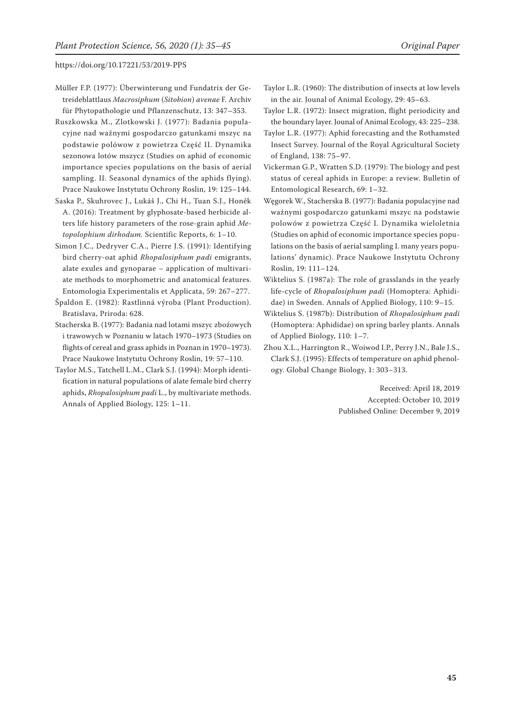Müller F.P. (1977): Überwinterung und Fundatrix der Getreideblattlaus *Macrosiphum* (*Sitobion*) *avenae* F. Archiv für Phytopathologie und Pflanzenschutz, 13: 347–353.

Ruszkowska M., Zlotkowski J. (1977): Badania populacyjne nad ważnymi gospodarczo gatunkami mszyc na podstawie polówow z powietrza Część II. Dynamika sezonowa lotów mszycz (Studies on aphid of economic importance species populations on the basis of aerial sampling. II. Seasonal dynamics of the aphids flying). Prace Naukowe Instytutu Ochrony Roslin, 19: 125–144.

Saska P., Skuhrovec J., Lukáš J., Chi H., Tuan S.J., Honěk A. (2016): Treatment by glyphosate-based herbicide alters life history parameters of the rose-grain aphid *Metopolophium dirhodum.* Scientific Reports, 6: 1–10.

Simon J.C., Dedryver C.A., Pierre J.S. (1991): Identifying bird cherry-oat aphid *Rhopalosiphum padi* emigrants, alate exules and gynoparae – application of multivariate methods to morphometric and anatomical features. Entomologia Experimentalis et Applicata, 59: 267–277.

Špaldon E. (1982): Rastlinná výroba (Plant Production). Bratislava, Priroda: 628.

Stacherska B. (1977): Badania nad lotami mszyc zbożowych i trawowych w Poznaniu w latach 1970–1973 (Studies on flights of cereal and grass aphids in Poznan in 1970–1973). Prace Naukowe Instytutu Ochrony Roslin, 19: 57–110.

Taylor M.S., Tatchell L.M., Clark S.J. (1994): Morph identification in natural populations of alate female bird cherry aphids, *Rhopalosiphum padi* L., by multivariate methods. Annals of Applied Biology, 125: 1–11.

Taylor L.R. (1960): The distribution of insects at low levels in the air. Jounal of Animal Ecology, 29: 45–63.

Taylor L.R. (1972): Insect migration, flight periodicity and the boundary layer. Jounal of Animal Ecology, 43: 225–238.

Taylor L.R. (1977): Aphid forecasting and the Rothamsted Insect Survey. Journal of the Royal Agricultural Society of England, 138: 75–97.

Vickerman G.P., Wratten S.D. (1979): The biology and pest status of cereal aphids in Europe: a review. Bulletin of Entomological Research, 69: 1–32.

Węgorek W., Stacherska B. (1977): Badania populacyjne nad ważnymi gospodarczo gatunkami mszyc na podstawie polowów z powietrza Część I. Dynamika wieloletnia (Studies on aphid of economic importance species populations on the basis of aerial sampling I. many years populations' dynamic). Prace Naukowe Instytutu Ochrony Roslin, 19: 111–124.

Wiktelius S. (1987a): The role of grasslands in the yearly life-cycle of *Rhopalosiphum padi* (Homoptera: Aphididae) in Sweden. Annals of Applied Biology, 110: 9–15.

Wiktelius S. (1987b): Distribution of *Rhopalosiphum padi* (Homoptera: Aphididae) on spring barley plants. Annals of Applied Biology, 110: 1–7.

Zhou X.L., Harrington R., Woiwod I.P., Perry J.N., Bale J.S., Clark S.J. (1995): Effects of temperature on aphid phenology. Global Change Biology, 1: 303–313.

Received: April 18, 2019
Accepted: October 10, 2019
Published Online: December 9, 2019